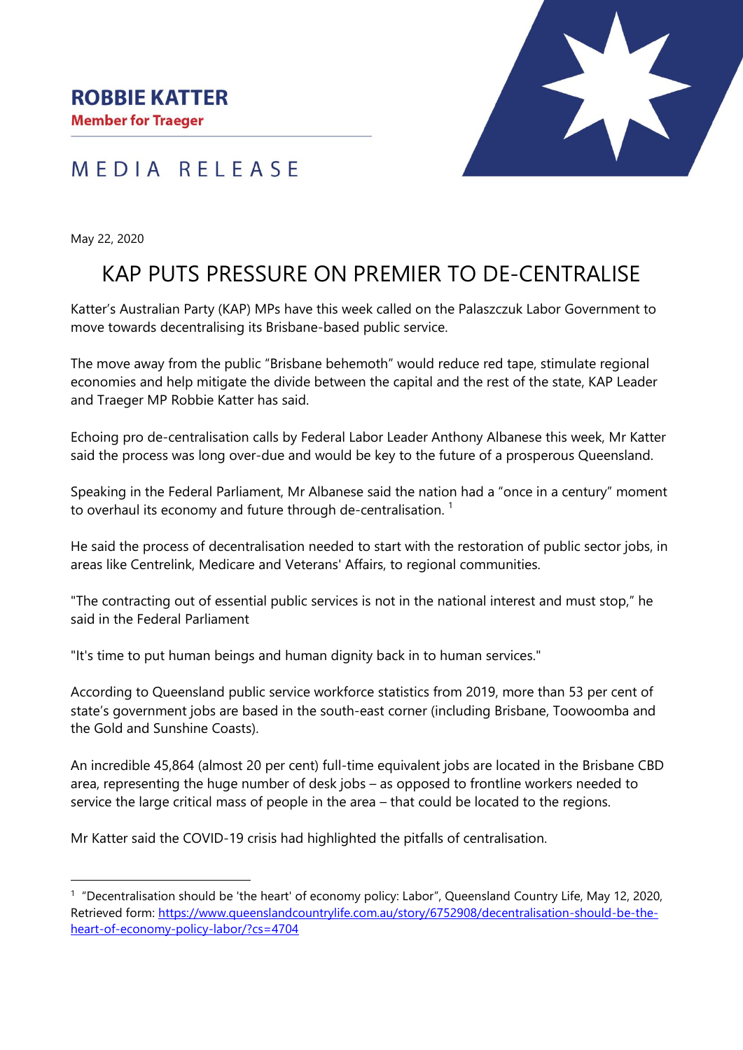**ROBBIE KATTER**
**Member for Traeger**

MEDIA RELEASE

May 22, 2020

# KAP PUTS PRESSURE ON PREMIER TO DE-CENTRALISE

Katter's Australian Party (KAP) MPs have this week called on the Palaszczuk Labor Government to move towards decentralising its Brisbane-based public service.

The move away from the public "Brisbane behemoth" would reduce red tape, stimulate regional economies and help mitigate the divide between the capital and the rest of the state, KAP Leader and Traeger MP Robbie Katter has said.

Echoing pro de-centralisation calls by Federal Labor Leader Anthony Albanese this week, Mr Katter said the process was long over-due and would be key to the future of a prosperous Queensland.

Speaking in the Federal Parliament, Mr Albanese said the nation had a "once in a century" moment to overhaul its economy and future through de-centralisation. [1]

He said the process of decentralisation needed to start with the restoration of public sector jobs, in areas like Centrelink, Medicare and Veterans' Affairs, to regional communities.

"The contracting out of essential public services is not in the national interest and must stop," he said in the Federal Parliament

"It's time to put human beings and human dignity back in to human services."

According to Queensland public service workforce statistics from 2019, more than 53 per cent of state's government jobs are based in the south-east corner (including Brisbane, Toowoomba and the Gold and Sunshine Coasts).

An incredible 45,864 (almost 20 per cent) full-time equivalent jobs are located in the Brisbane CBD area, representing the huge number of desk jobs – as opposed to frontline workers needed to service the large critical mass of people in the area – that could be located to the regions.

Mr Katter said the COVID-19 crisis had highlighted the pitfalls of centralisation.

---

[1] "Decentralisation should be 'the heart' of economy policy: Labor", Queensland Country Life, May 12, 2020, Retrieved form: https://www.queenslandcountrylife.com.au/story/6752908/decentralisation-should-be-the-heart-of-economy-policy-labor/?cs=4704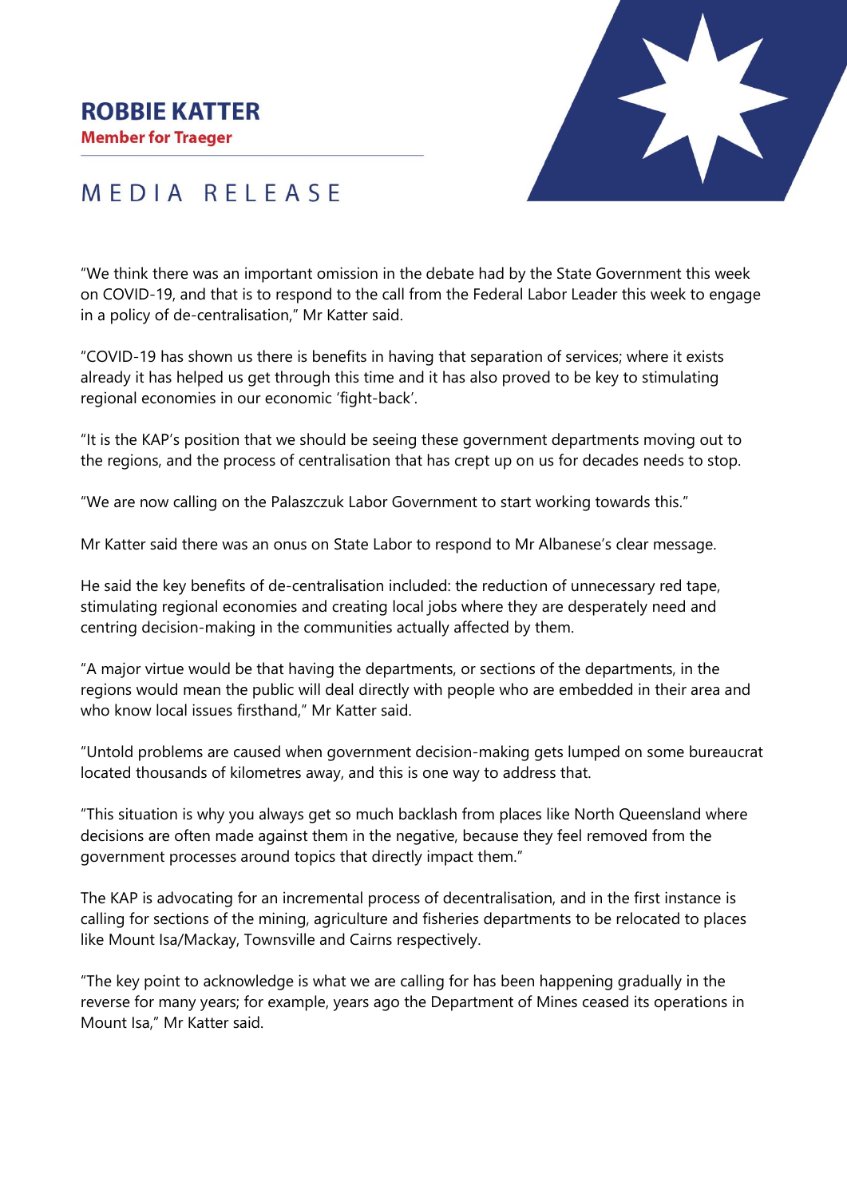# ROBBIE KATTER

**Member for Traeger**

MEDIA RELEASE

"We think there was an important omission in the debate had by the State Government this week on COVID-19, and that is to respond to the call from the Federal Labor Leader this week to engage in a policy of de-centralisation," Mr Katter said.

"COVID-19 has shown us there is benefits in having that separation of services; where it exists already it has helped us get through this time and it has also proved to be key to stimulating regional economies in our economic 'fight-back'.

"It is the KAP's position that we should be seeing these government departments moving out to the regions, and the process of centralisation that has crept up on us for decades needs to stop.

"We are now calling on the Palaszczuk Labor Government to start working towards this."

Mr Katter said there was an onus on State Labor to respond to Mr Albanese's clear message.

He said the key benefits of de-centralisation included: the reduction of unnecessary red tape, stimulating regional economies and creating local jobs where they are desperately need and centring decision-making in the communities actually affected by them.

"A major virtue would be that having the departments, or sections of the departments, in the regions would mean the public will deal directly with people who are embedded in their area and who know local issues firsthand," Mr Katter said.

"Untold problems are caused when government decision-making gets lumped on some bureaucrat located thousands of kilometres away, and this is one way to address that.

"This situation is why you always get so much backlash from places like North Queensland where decisions are often made against them in the negative, because they feel removed from the government processes around topics that directly impact them."

The KAP is advocating for an incremental process of decentralisation, and in the first instance is calling for sections of the mining, agriculture and fisheries departments to be relocated to places like Mount Isa/Mackay, Townsville and Cairns respectively.

"The key point to acknowledge is what we are calling for has been happening gradually in the reverse for many years; for example, years ago the Department of Mines ceased its operations in Mount Isa," Mr Katter said.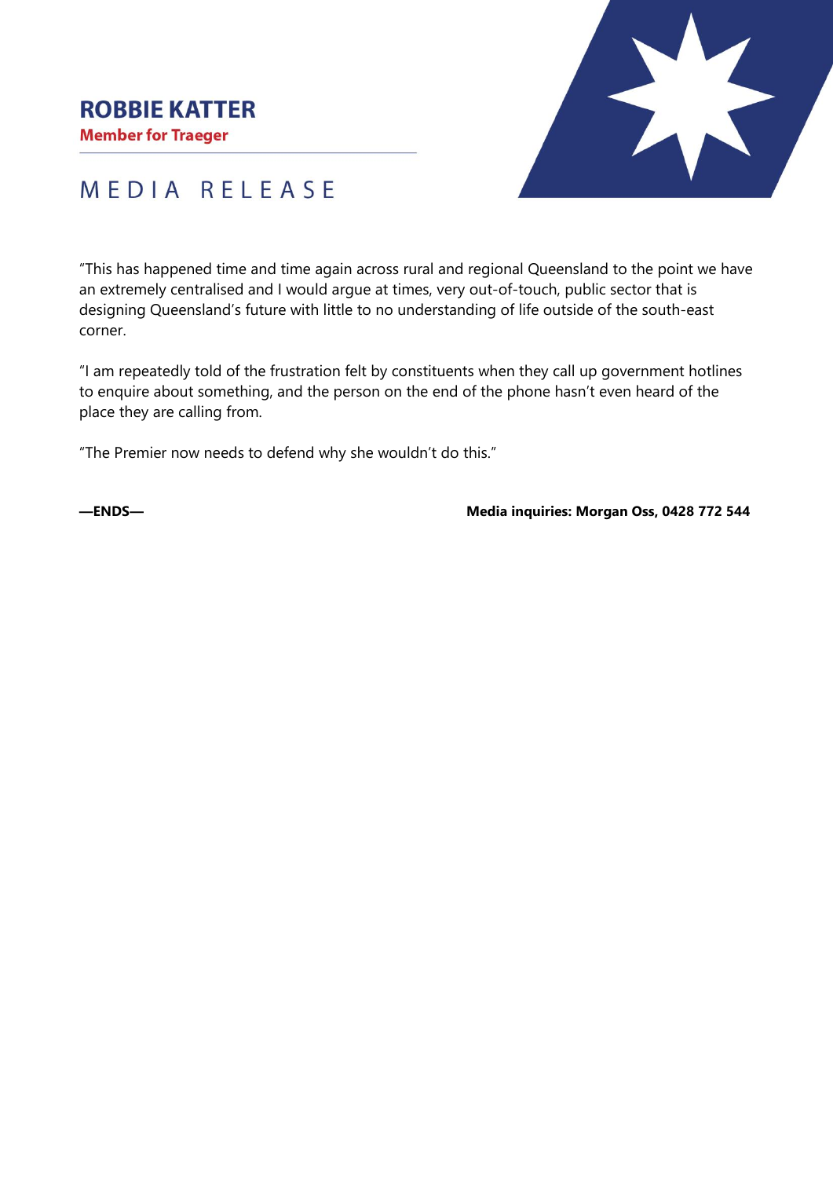# ROBBIE KATTER

**Member for Traeger**

## MEDIA RELEASE

"This has happened time and time again across rural and regional Queensland to the point we have an extremely centralised and I would argue at times, very out-of-touch, public sector that is designing Queensland's future with little to no understanding of life outside of the south-east corner.

"I am repeatedly told of the frustration felt by constituents when they call up government hotlines to enquire about something, and the person on the end of the phone hasn't even heard of the place they are calling from.

"The Premier now needs to defend why she wouldn't do this."

**—ENDS—**

**Media inquiries: Morgan Oss, 0428 772 544**